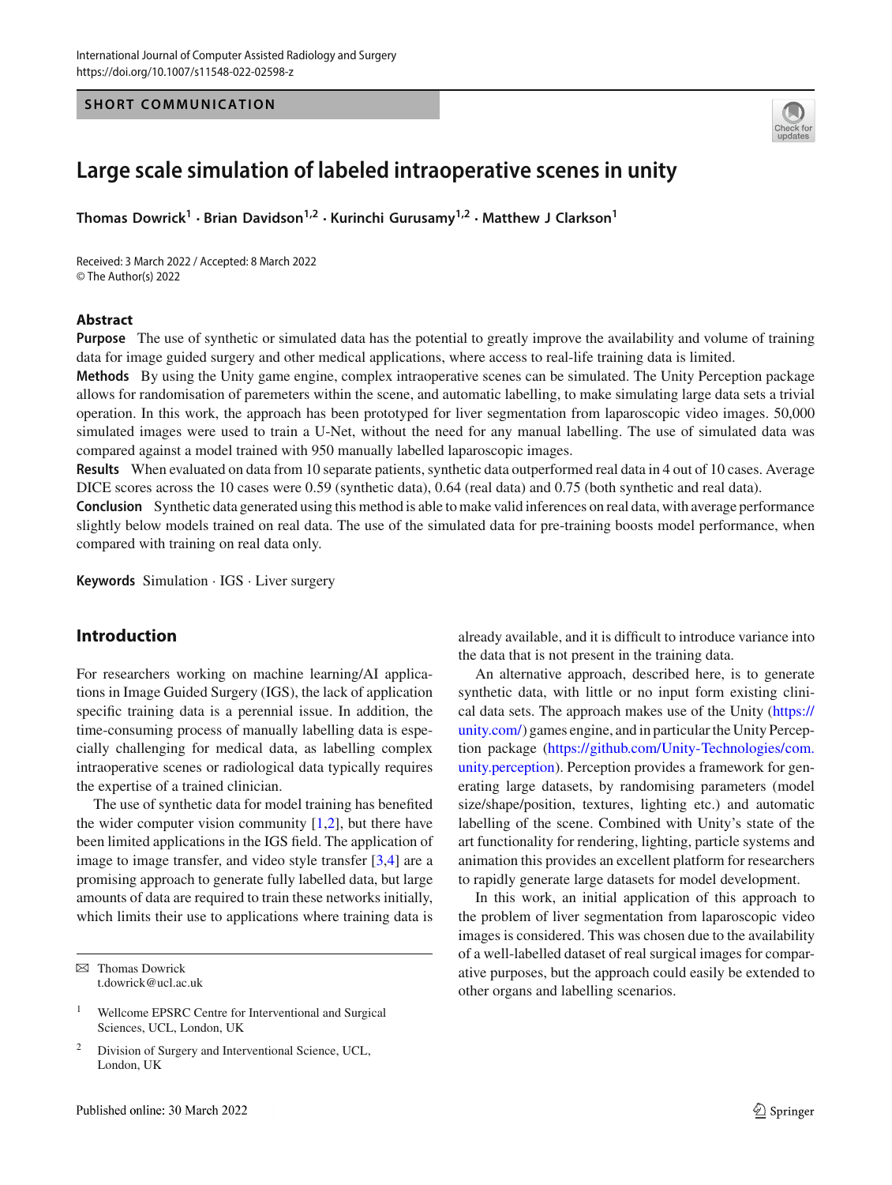SHORT COMMUNICATION

# Large scale simulation of labeled intraoperative scenes in unity

**Thomas Dowrick[1] · Brian Davidson[1,2] · Kurinchi Gurusamy[1,2] · Matthew J Clarkson[1]**

Received: 3 March 2022 / Accepted: 8 March 2022
© The Author(s) 2022

## Abstract

**Purpose** The use of synthetic or simulated data has the potential to greatly improve the availability and volume of training data for image guided surgery and other medical applications, where access to real-life training data is limited.

**Methods** By using the Unity game engine, complex intraoperative scenes can be simulated. The Unity Perception package allows for randomisation of paremeters within the scene, and automatic labelling, to make simulating large data sets a trivial operation. In this work, the approach has been prototyped for liver segmentation from laparoscopic video images. 50,000 simulated images were used to train a U-Net, without the need for any manual labelling. The use of simulated data was compared against a model trained with 950 manually labelled laparoscopic images.

**Results** When evaluated on data from 10 separate patients, synthetic data outperformed real data in 4 out of 10 cases. Average DICE scores across the 10 cases were 0.59 (synthetic data), 0.64 (real data) and 0.75 (both synthetic and real data).

**Conclusion** Synthetic data generated using this method is able to make valid inferences on real data, with average performance slightly below models trained on real data. The use of the simulated data for pre-training boosts model performance, when compared with training on real data only.

**Keywords** Simulation · IGS · Liver surgery

## Introduction

For researchers working on machine learning/AI applications in Image Guided Surgery (IGS), the lack of application specific training data is a perennial issue. In addition, the time-consuming process of manually labelling data is especially challenging for medical data, as labelling complex intraoperative scenes or radiological data typically requires the expertise of a trained clinician.

The use of synthetic data for model training has benefited the wider computer vision community [1,2], but there have been limited applications in the IGS field. The application of image to image transfer, and video style transfer [3,4] are a promising approach to generate fully labelled data, but large amounts of data are required to train these networks initially, which limits their use to applications where training data is already available, and it is difficult to introduce variance into the data that is not present in the training data.

An alternative approach, described here, is to generate synthetic data, with little or no input form existing clinical data sets. The approach makes use of the Unity (https://unity.com/) games engine, and in particular the Unity Perception package (https://github.com/Unity-Technologies/com.unity.perception). Perception provides a framework for generating large datasets, by randomising parameters (model size/shape/position, textures, lighting etc.) and automatic labelling of the scene. Combined with Unity's state of the art functionality for rendering, lighting, particle systems and animation this provides an excellent platform for researchers to rapidly generate large datasets for model development.

In this work, an initial application of this approach to the problem of liver segmentation from laparoscopic video images is considered. This was chosen due to the availability of a well-labelled dataset of real surgical images for comparative purposes, but the approach could easily be extended to other organs and labelling scenarios.

---

✉ Thomas Dowrick
t.dowrick@ucl.ac.uk

[1] Wellcome EPSRC Centre for Interventional and Surgical Sciences, UCL, London, UK

[2] Division of Surgery and Interventional Science, UCL, London, UK

Published online: 30 March 2022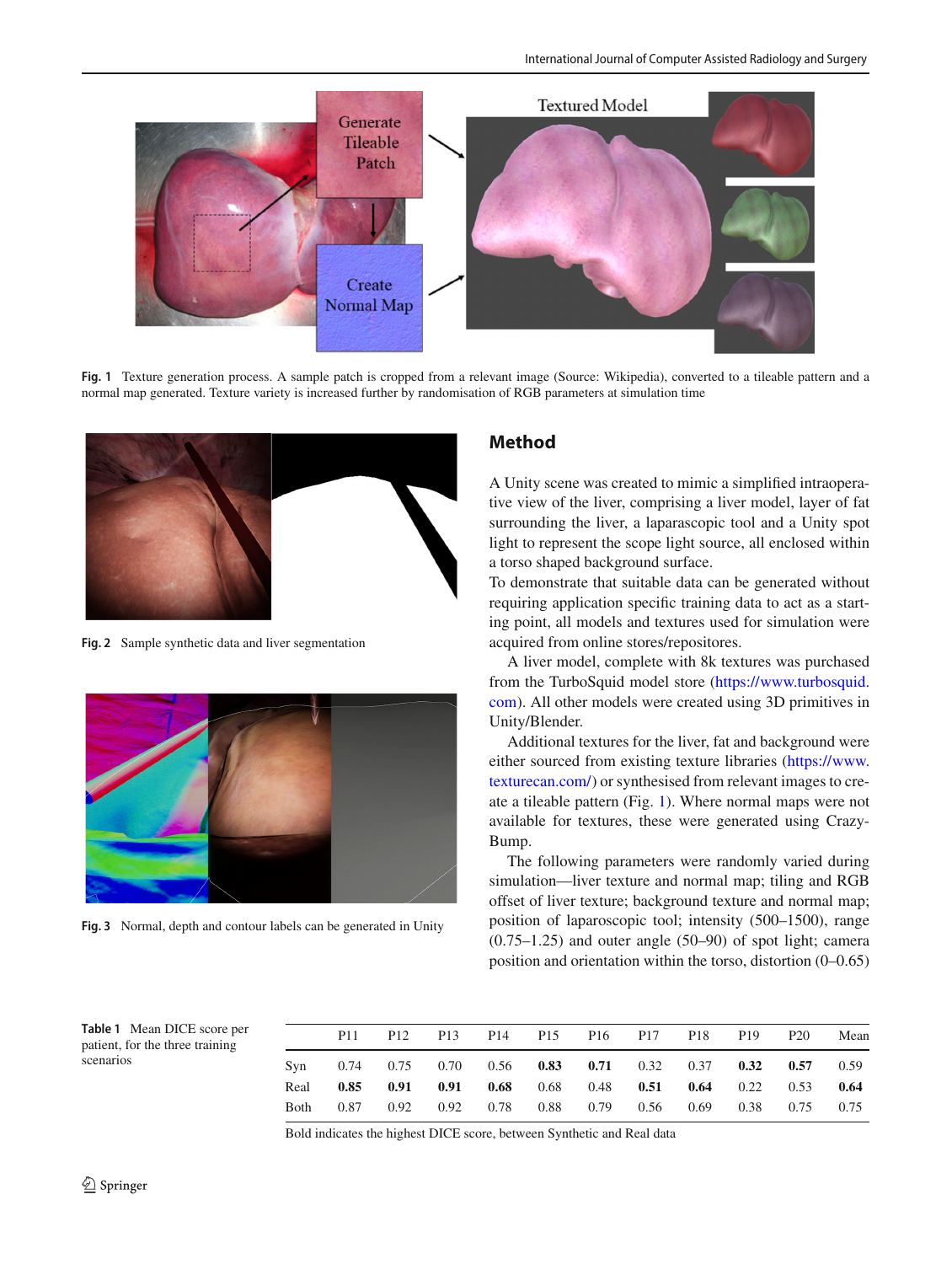Fig. 1 Texture generation process. A sample patch is cropped from a relevant image (Source: Wikipedia), converted to a tileable pattern and a normal map generated. Texture variety is increased further by randomisation of RGB parameters at simulation time

Fig. 2 Sample synthetic data and liver segmentation

Fig. 3 Normal, depth and contour labels can be generated in Unity

## Method

A Unity scene was created to mimic a simplified intraoperative view of the liver, comprising a liver model, layer of fat surrounding the liver, a laparascopic tool and a Unity spot light to represent the scope light source, all enclosed within a torso shaped background surface.

To demonstrate that suitable data can be generated without requiring application specific training data to act as a starting point, all models and textures used for simulation were acquired from online stores/repositores.

A liver model, complete with 8k textures was purchased from the TurboSquid model store (https://www.turbosquid.com). All other models were created using 3D primitives in Unity/Blender.

Additional textures for the liver, fat and background were either sourced from existing texture libraries (https://www.texturecan.com/) or synthesised from relevant images to create a tileable pattern (Fig. 1). Where normal maps were not available for textures, these were generated using CrazyBump.

The following parameters were randomly varied during simulation—liver texture and normal map; tiling and RGB offset of liver texture; background texture and normal map; position of laparoscopic tool; intensity (500–1500), range (0.75–1.25) and outer angle (50–90) of spot light; camera position and orientation within the torso, distortion (0–0.65)

Table 1 Mean DICE score per patient, for the three training scenarios

| | P11 | P12 | P13 | P14 | P15 | P16 | P17 | P18 | P19 | P20 | Mean |
|---|---|---|---|---|---|---|---|---|---|---|---|
| Syn | 0.74 | 0.75 | 0.70 | 0.56 | **0.83** | **0.71** | 0.32 | 0.37 | **0.32** | **0.57** | 0.59 |
| Real | **0.85** | **0.91** | **0.91** | **0.68** | 0.68 | 0.48 | **0.51** | **0.64** | 0.22 | 0.53 | **0.64** |
| Both | 0.87 | 0.92 | 0.92 | 0.78 | 0.88 | 0.79 | 0.56 | 0.69 | 0.38 | 0.75 | 0.75 |

Bold indicates the highest DICE score, between Synthetic and Real data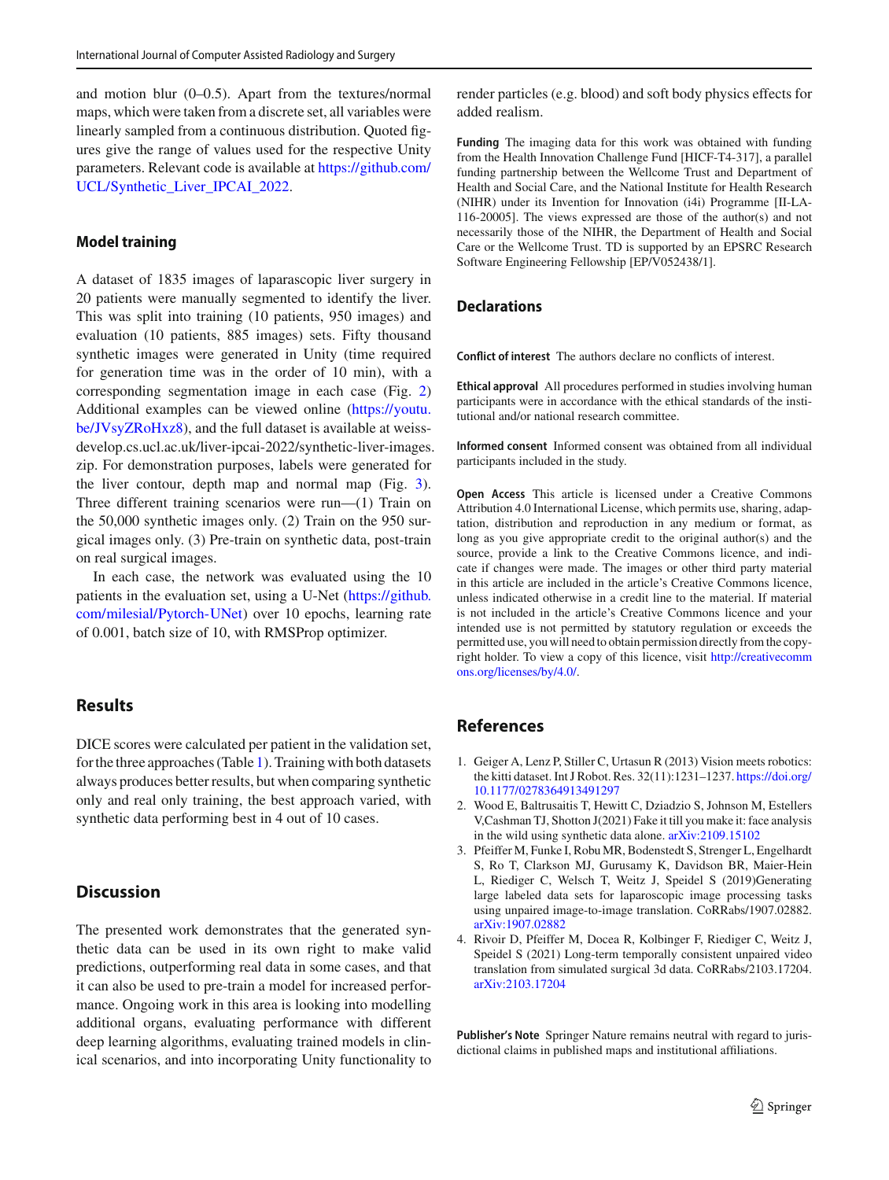and motion blur (0–0.5). Apart from the textures/normal maps, which were taken from a discrete set, all variables were linearly sampled from a continuous distribution. Quoted figures give the range of values used for the respective Unity parameters. Relevant code is available at https://github.com/UCL/Synthetic_Liver_IPCAI_2022.

### Model training

A dataset of 1835 images of laparascopic liver surgery in 20 patients were manually segmented to identify the liver. This was split into training (10 patients, 950 images) and evaluation (10 patients, 885 images) sets. Fifty thousand synthetic images were generated in Unity (time required for generation time was in the order of 10 min), with a corresponding segmentation image in each case (Fig. 2) Additional examples can be viewed online (https://youtu.be/JVsyZRoHxz8), and the full dataset is available at weiss-develop.cs.ucl.ac.uk/liver-ipcai-2022/synthetic-liver-images.zip. For demonstration purposes, labels were generated for the liver contour, depth map and normal map (Fig. 3). Three different training scenarios were run—(1) Train on the 50,000 synthetic images only. (2) Train on the 950 surgical images only. (3) Pre-train on synthetic data, post-train on real surgical images.

In each case, the network was evaluated using the 10 patients in the evaluation set, using a U-Net (https://github.com/milesial/Pytorch-UNet) over 10 epochs, learning rate of 0.001, batch size of 10, with RMSProp optimizer.

## Results

DICE scores were calculated per patient in the validation set, for the three approaches (Table 1). Training with both datasets always produces better results, but when comparing synthetic only and real only training, the best approach varied, with synthetic data performing best in 4 out of 10 cases.

## Discussion

The presented work demonstrates that the generated synthetic data can be used in its own right to make valid predictions, outperforming real data in some cases, and that it can also be used to pre-train a model for increased performance. Ongoing work in this area is looking into modelling additional organs, evaluating performance with different deep learning algorithms, evaluating trained models in clinical scenarios, and into incorporating Unity functionality to render particles (e.g. blood) and soft body physics effects for added realism.

**Funding** The imaging data for this work was obtained with funding from the Health Innovation Challenge Fund [HICF-T4-317], a parallel funding partnership between the Wellcome Trust and Department of Health and Social Care, and the National Institute for Health Research (NIHR) under its Invention for Innovation (i4i) Programme [II-LA-116-20005]. The views expressed are those of the author(s) and not necessarily those of the NIHR, the Department of Health and Social Care or the Wellcome Trust. TD is supported by an EPSRC Research Software Engineering Fellowship [EP/V052438/1].

## Declarations

**Conflict of interest** The authors declare no conflicts of interest.

**Ethical approval** All procedures performed in studies involving human participants were in accordance with the ethical standards of the institutional and/or national research committee.

**Informed consent** Informed consent was obtained from all individual participants included in the study.

**Open Access** This article is licensed under a Creative Commons Attribution 4.0 International License, which permits use, sharing, adaptation, distribution and reproduction in any medium or format, as long as you give appropriate credit to the original author(s) and the source, provide a link to the Creative Commons licence, and indicate if changes were made. The images or other third party material in this article are included in the article's Creative Commons licence, unless indicated otherwise in a credit line to the material. If material is not included in the article's Creative Commons licence and your intended use is not permitted by statutory regulation or exceeds the permitted use, you will need to obtain permission directly from the copyright holder. To view a copy of this licence, visit http://creativecommons.org/licenses/by/4.0/.

## References

1. Geiger A, Lenz P, Stiller C, Urtasun R (2013) Vision meets robotics: the kitti dataset. Int J Robot. Res. 32(11):1231–1237. https://doi.org/10.1177/0278364913491297
2. Wood E, Baltrusaitis T, Hewitt C, Dziadzio S, Johnson M, Estellers V,Cashman TJ, Shotton J(2021) Fake it till you make it: face analysis in the wild using synthetic data alone. arXiv:2109.15102
3. Pfeiffer M, Funke I, Robu MR, Bodenstedt S, Strenger L, Engelhardt S, Ro T, Clarkson MJ, Gurusamy K, Davidson BR, Maier-Hein L, Riediger C, Welsch T, Weitz J, Speidel S (2019)Generating large labeled data sets for laparoscopic image processing tasks using unpaired image-to-image translation. CoRRabs/1907.02882. arXiv:1907.02882
4. Rivoir D, Pfeiffer M, Docea R, Kolbinger F, Riediger C, Weitz J, Speidel S (2021) Long-term temporally consistent unpaired video translation from simulated surgical 3d data. CoRRabs/2103.17204. arXiv:2103.17204

**Publisher's Note** Springer Nature remains neutral with regard to jurisdictional claims in published maps and institutional affiliations.